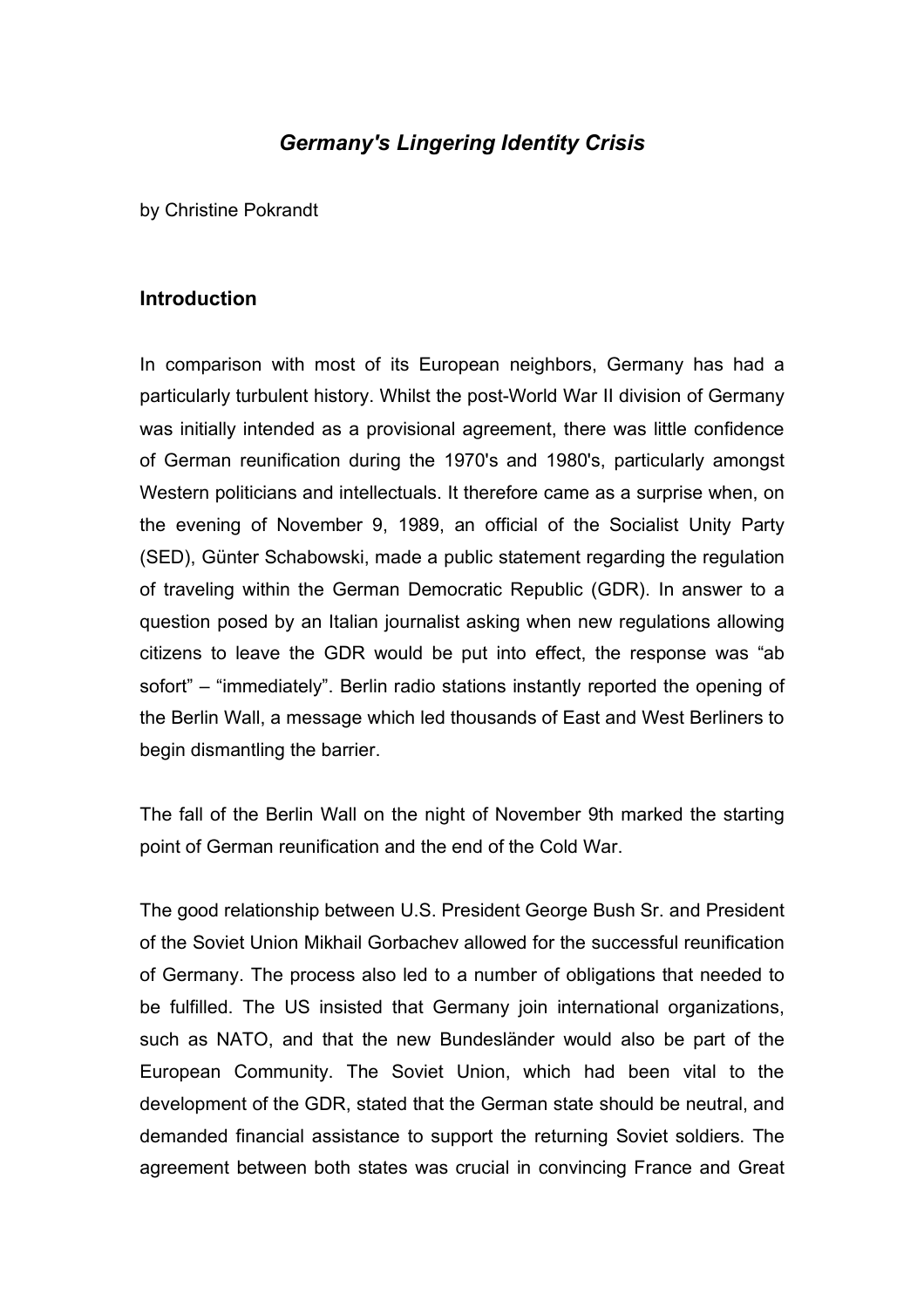# *Germany's Lingering Identity Crisis*

by Christine Pokrandt

## Introduction

In comparison with most of its European neighbors, Germany has had a particularly turbulent history. Whilst the post-World War II division of Germany was initially intended as a provisional agreement, there was little confidence of German reunification during the 1970's and 1980's, particularly amongst Western politicians and intellectuals. It therefore came as a surprise when, on the evening of November 9, 1989, an official of the Socialist Unity Party (SED), Günter Schabowski, made a public statement regarding the regulation of traveling within the German Democratic Republic (GDR). In answer to a question posed by an Italian journalist asking when new regulations allowing citizens to leave the GDR would be put into effect, the response was "ab sofort" – "immediately". Berlin radio stations instantly reported the opening of the Berlin Wall, a message which led thousands of East and West Berliners to begin dismantling the barrier.

The fall of the Berlin Wall on the night of November 9th marked the starting point of German reunification and the end of the Cold War.

The good relationship between U.S. President George Bush Sr. and President of the Soviet Union Mikhail Gorbachev allowed for the successful reunification of Germany. The process also led to a number of obligations that needed to be fulfilled. The US insisted that Germany join international organizations, such as NATO, and that the new Bundesländer would also be part of the European Community. The Soviet Union, which had been vital to the development of the GDR, stated that the German state should be neutral, and demanded financial assistance to support the returning Soviet soldiers. The agreement between both states was crucial in convincing France and Great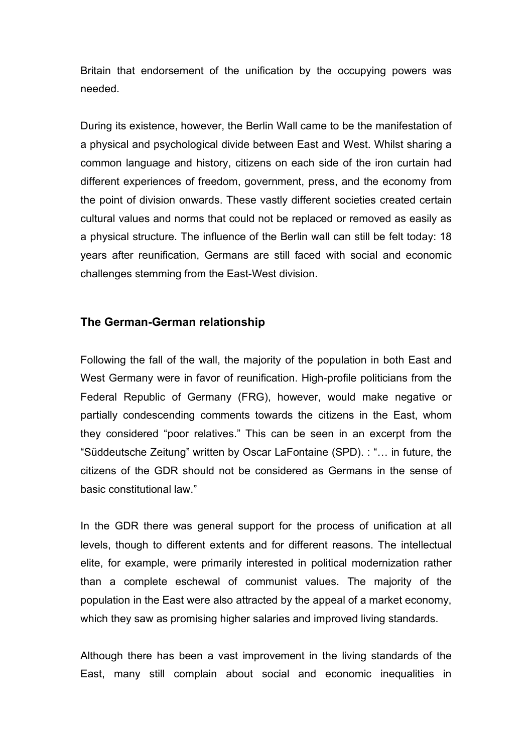Britain that endorsement of the unification by the occupying powers was needed.

During its existence, however, the Berlin Wall came to be the manifestation of a physical and psychological divide between East and West. Whilst sharing a common language and history, citizens on each side of the iron curtain had different experiences of freedom, government, press, and the economy from the point of division onwards. These vastly different societies created certain cultural values and norms that could not be replaced or removed as easily as a physical structure. The influence of the Berlin wall can still be felt today: 18 years after reunification, Germans are still faced with social and economic challenges stemming from the East-West division.

### The German-German relationship

Following the fall of the wall, the majority of the population in both East and West Germany were in favor of reunification. High-profile politicians from the Federal Republic of Germany (FRG), however, would make negative or partially condescending comments towards the citizens in the East, whom they considered "poor relatives." This can be seen in an excerpt from the "Süddeutsche Zeitung" written by Oscar LaFontaine (SPD). : "… in future, the citizens of the GDR should not be considered as Germans in the sense of basic constitutional law."

In the GDR there was general support for the process of unification at all levels, though to different extents and for different reasons. The intellectual elite, for example, were primarily interested in political modernization rather than a complete eschewal of communist values. The majority of the population in the East were also attracted by the appeal of a market economy, which they saw as promising higher salaries and improved living standards.

Although there has been a vast improvement in the living standards of the East, many still complain about social and economic inequalities in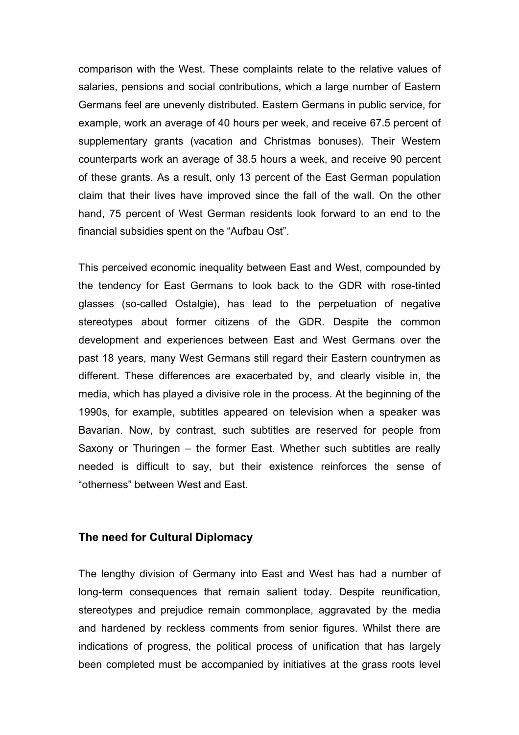comparison with the West. These complaints relate to the relative values of salaries, pensions and social contributions, which a large number of Eastern Germans feel are unevenly distributed. Eastern Germans in public service, for example, work an average of 40 hours per week, and receive 67.5 percent of supplementary grants (vacation and Christmas bonuses). Their Western counterparts work an average of 38.5 hours a week, and receive 90 percent of these grants. As a result, only 13 percent of the East German population claim that their lives have improved since the fall of the wall. On the other hand, 75 percent of West German residents look forward to an end to the financial subsidies spent on the "Aufbau Ost".

This perceived economic inequality between East and West, compounded by the tendency for East Germans to look back to the GDR with rose-tinted glasses (so-called Ostalgie), has lead to the perpetuation of negative stereotypes about former citizens of the GDR. Despite the common development and experiences between East and West Germans over the past 18 years, many West Germans still regard their Eastern countrymen as different. These differences are exacerbated by, and clearly visible in, the media, which has played a divisive role in the process. At the beginning of the 1990s, for example, subtitles appeared on television when a speaker was Bavarian. Now, by contrast, such subtitles are reserved for people from Saxony or Thuringen – the former East. Whether such subtitles are really needed is difficult to say, but their existence reinforces the sense of "otherness" between West and East.

## The need for Cultural Diplomacy

The lengthy division of Germany into East and West has had a number of long-term consequences that remain salient today. Despite reunification, stereotypes and prejudice remain commonplace, aggravated by the media and hardened by reckless comments from senior figures. Whilst there are indications of progress, the political process of unification that has largely been completed must be accompanied by initiatives at the grass roots level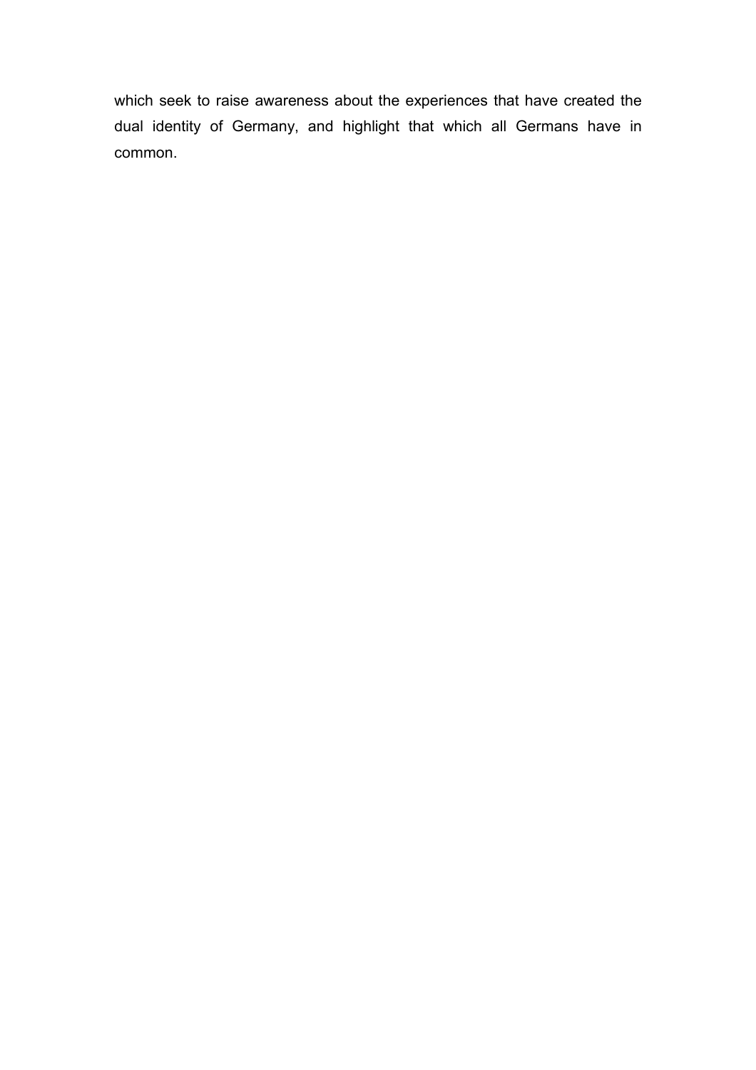which seek to raise awareness about the experiences that have created the dual identity of Germany, and highlight that which all Germans have in common.